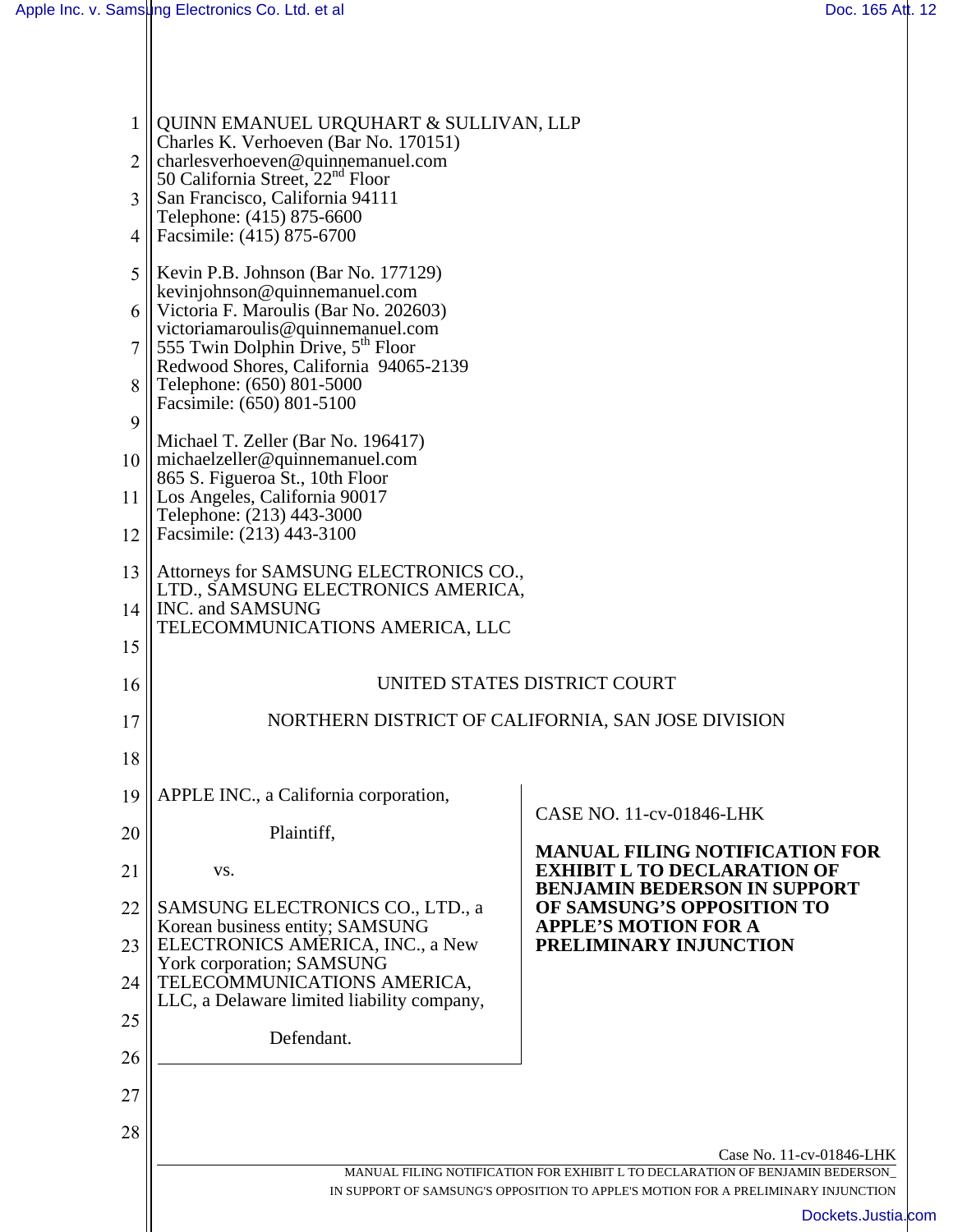QUINN EMANUEL URQUHART & SULLIVAN, LLP
Charles K. Verhoeven (Bar No. 170151)
charlesverhoeven@quinnemanuel.com
50 California Street, 22nd Floor
San Francisco, California 94111
Telephone: (415) 875-6600
Facsimile: (415) 875-6700

Kevin P.B. Johnson (Bar No. 177129)
kevinjohnson@quinnemanuel.com
Victoria F. Maroulis (Bar No. 202603)
victoriamaroulis@quinnemanuel.com
555 Twin Dolphin Drive, 5th Floor
Redwood Shores, California 94065-2139
Telephone: (650) 801-5000
Facsimile: (650) 801-5100

Michael T. Zeller (Bar No. 196417)
michaelzeller@quinnemanuel.com
865 S. Figueroa St., 10th Floor
Los Angeles, California 90017
Telephone: (213) 443-3000
Facsimile: (213) 443-3100

Attorneys for SAMSUNG ELECTRONICS CO., LTD., SAMSUNG ELECTRONICS AMERICA, INC. and SAMSUNG TELECOMMUNICATIONS AMERICA, LLC

UNITED STATES DISTRICT COURT

NORTHERN DISTRICT OF CALIFORNIA, SAN JOSE DIVISION

APPLE INC., a California corporation,

Plaintiff,

vs.

SAMSUNG ELECTRONICS CO., LTD., a Korean business entity; SAMSUNG ELECTRONICS AMERICA, INC., a New York corporation; SAMSUNG TELECOMMUNICATIONS AMERICA, LLC, a Delaware limited liability company,

Defendant.

CASE NO. 11-cv-01846-LHK

**MANUAL FILING NOTIFICATION FOR EXHIBIT L TO DECLARATION OF BENJAMIN BEDERSON IN SUPPORT OF SAMSUNG'S OPPOSITION TO APPLE'S MOTION FOR A PRELIMINARY INJUNCTION**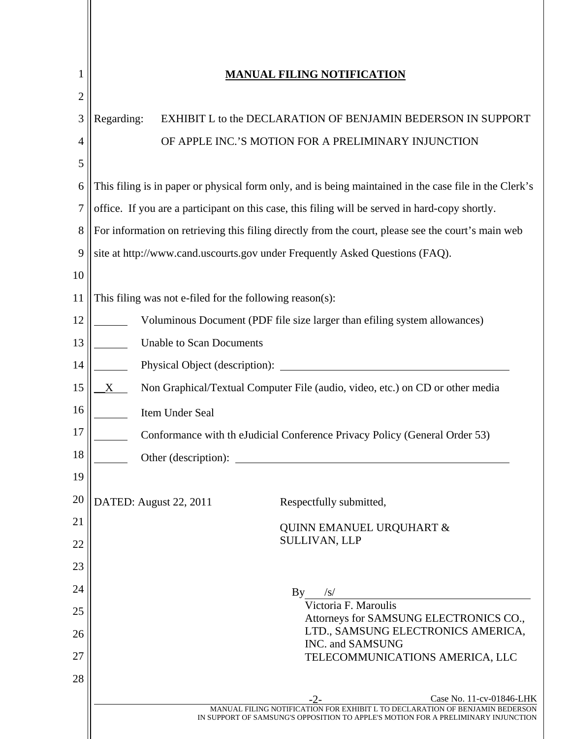# MANUAL FILING NOTIFICATION

Regarding: EXHIBIT L to the DECLARATION OF BENJAMIN BEDERSON IN SUPPORT OF APPLE INC.'S MOTION FOR A PRELIMINARY INJUNCTION

This filing is in paper or physical form only, and is being maintained in the case file in the Clerk's office. If you are a participant on this case, this filing will be served in hard-copy shortly. For information on retrieving this filing directly from the court, please see the court's main web site at http://www.cand.uscourts.gov under Frequently Asked Questions (FAQ).

This filing was not e-filed for the following reason(s):

______ Voluminous Document (PDF file size larger than efiling system allowances)

______ Unable to Scan Documents

______ Physical Object (description): ______________________________

__X__ Non Graphical/Textual Computer File (audio, video, etc.) on CD or other media

______ Item Under Seal

______ Conformance with th eJudicial Conference Privacy Policy (General Order 53)

______ Other (description): ______________________________

DATED: August 22, 2011

Respectfully submitted,

QUINN EMANUEL URQUHART & SULLIVAN, LLP

By /s/
Victoria F. Maroulis
Attorneys for SAMSUNG ELECTRONICS CO., LTD., SAMSUNG ELECTRONICS AMERICA, INC. and SAMSUNG TELECOMMUNICATIONS AMERICA, LLC

Case No. 11-cv-01846-LHK
MANUAL FILING NOTIFICATION FOR EXHIBIT L TO DECLARATION OF BENJAMIN BEDERSON IN SUPPORT OF SAMSUNG'S OPPOSITION TO APPLE'S MOTION FOR A PRELIMINARY INJUNCTION